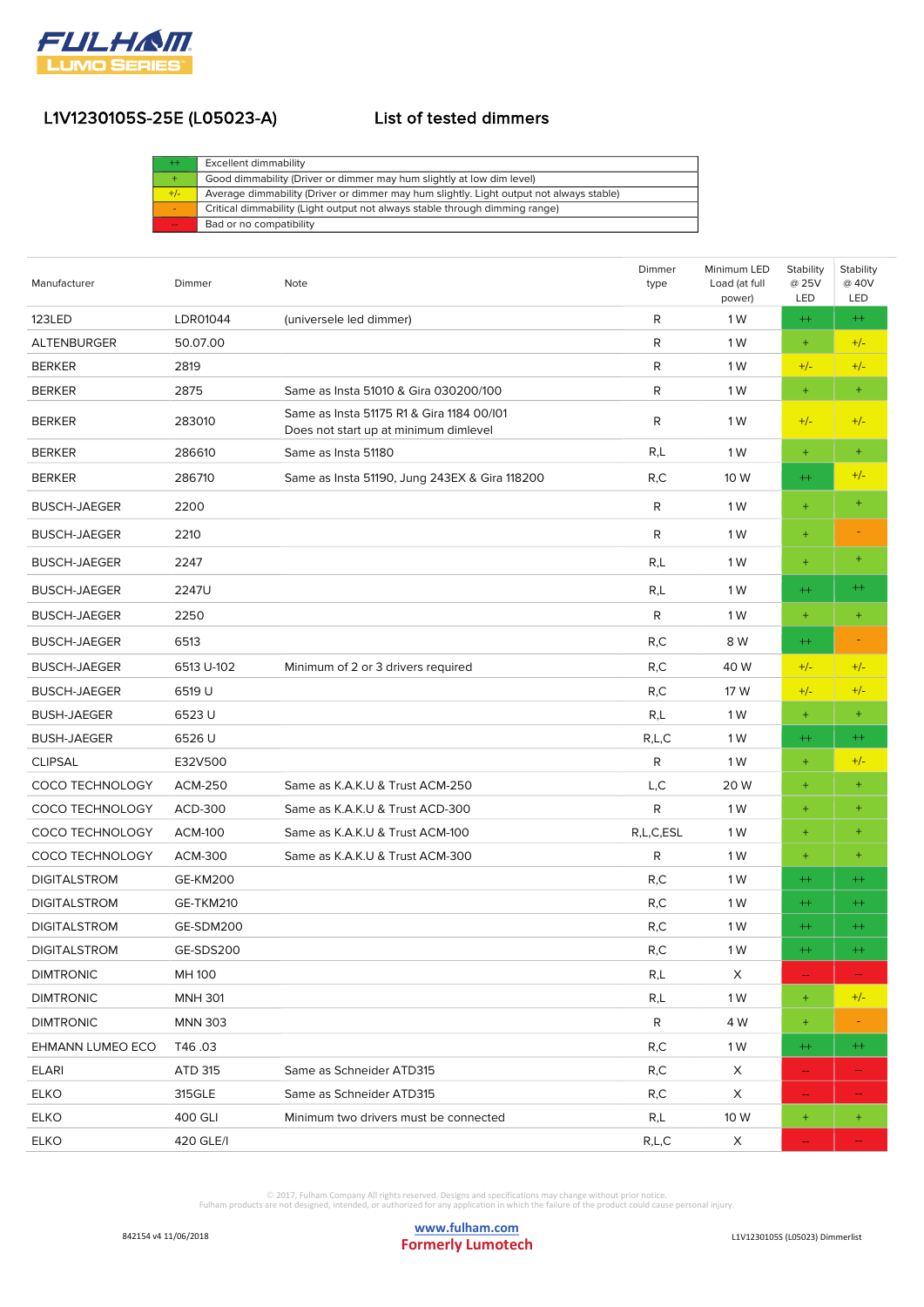FULHAM LUMO SERIES

## L1V1230105S-25E (L05023-A) — List of tested dimmers

| | |
|---|---|
| ++ | Excellent dimmability |
| + | Good dimmability (Driver or dimmer may hum slightly at low dim level) |
| +/- | Average dimmability (Driver or dimmer may hum slightly. Light output not always stable) |
| - | Critical dimmability (Light output not always stable through dimming range) |
| -- | Bad or no compatibility |

| Manufacturer | Dimmer | Note | Dimmer type | Minimum LED Load (at full power) | Stability @ 25V LED | Stability @ 40V LED |
|---|---|---|---|---|---|---|
| 123LED | LDR01044 | (universele led dimmer) | R | 1 W | ++ | ++ |
| ALTENBURGER | 50.07.00 | | R | 1 W | + | +/- |
| BERKER | 2819 | | R | 1 W | +/- | +/- |
| BERKER | 2875 | Same as Insta 51010 & Gira 030200/100 | R | 1 W | + | + |
| BERKER | 283010 | Same as Insta 51175 R1 & Gira 1184 00/I01<br>Does not start up at minimum dimlevel | R | 1 W | +/- | +/- |
| BERKER | 286610 | Same as Insta 51180 | R,L | 1 W | + | + |
| BERKER | 286710 | Same as Insta 51190, Jung 243EX & Gira 118200 | R,C | 10 W | ++ | +/- |
| BUSCH-JAEGER | 2200 | | R | 1 W | + | + |
| BUSCH-JAEGER | 2210 | | R | 1 W | + | - |
| BUSCH-JAEGER | 2247 | | R,L | 1 W | + | + |
| BUSCH-JAEGER | 2247U | | R,L | 1 W | ++ | ++ |
| BUSCH-JAEGER | 2250 | | R | 1 W | + | + |
| BUSCH-JAEGER | 6513 | | R,C | 8 W | ++ | - |
| BUSCH-JAEGER | 6513 U-102 | Minimum of 2 or 3 drivers required | R,C | 40 W | +/- | +/- |
| BUSCH-JAEGER | 6519 U | | R,C | 17 W | +/- | +/- |
| BUSH-JAEGER | 6523 U | | R,L | 1 W | + | + |
| BUSH-JAEGER | 6526 U | | R,L,C | 1 W | ++ | ++ |
| CLIPSAL | E32V500 | | R | 1 W | + | +/- |
| COCO TECHNOLOGY | ACM-250 | Same as K.A.K.U & Trust ACM-250 | L,C | 20 W | + | + |
| COCO TECHNOLOGY | ACD-300 | Same as K.A.K.U & Trust ACD-300 | R | 1 W | + | + |
| COCO TECHNOLOGY | ACM-100 | Same as K.A.K.U & Trust ACM-100 | R,L,C,ESL | 1 W | + | + |
| COCO TECHNOLOGY | ACM-300 | Same as K.A.K.U & Trust ACM-300 | R | 1 W | + | + |
| DIGITALSTROM | GE-KM200 | | R,C | 1 W | ++ | ++ |
| DIGITALSTROM | GE-TKM210 | | R,C | 1 W | ++ | ++ |
| DIGITALSTROM | GE-SDM200 | | R,C | 1 W | ++ | ++ |
| DIGITALSTROM | GE-SDS200 | | R,C | 1 W | ++ | ++ |
| DIMTRONIC | MH 100 | | R,L | X | -- | -- |
| DIMTRONIC | MNH 301 | | R,L | 1 W | + | +/- |
| DIMTRONIC | MNN 303 | | R | 4 W | + | - |
| EHMANN LUMEO ECO | T46 .03 | | R,C | 1 W | ++ | ++ |
| ELARI | ATD 315 | Same as Schneider ATD315 | R,C | X | -- | -- |
| ELKO | 315GLE | Same as Schneider ATD315 | R,C | X | -- | -- |
| ELKO | 400 GLI | Minimum two drivers must be connected | R,L | 10 W | + | + |
| ELKO | 420 GLE/I | | R,L,C | X | -- | -- |

© 2017, Fulham Company All rights reserved. Designs and specifications may change without prior notice.
Fulham products are not designed, intended, or authorized for any application in which the failure of the product could cause personal injury.

842154 v4 11/06/2018

www.fulham.com
Formerly Lumotech

L1V1230105S (L05023) Dimmerlist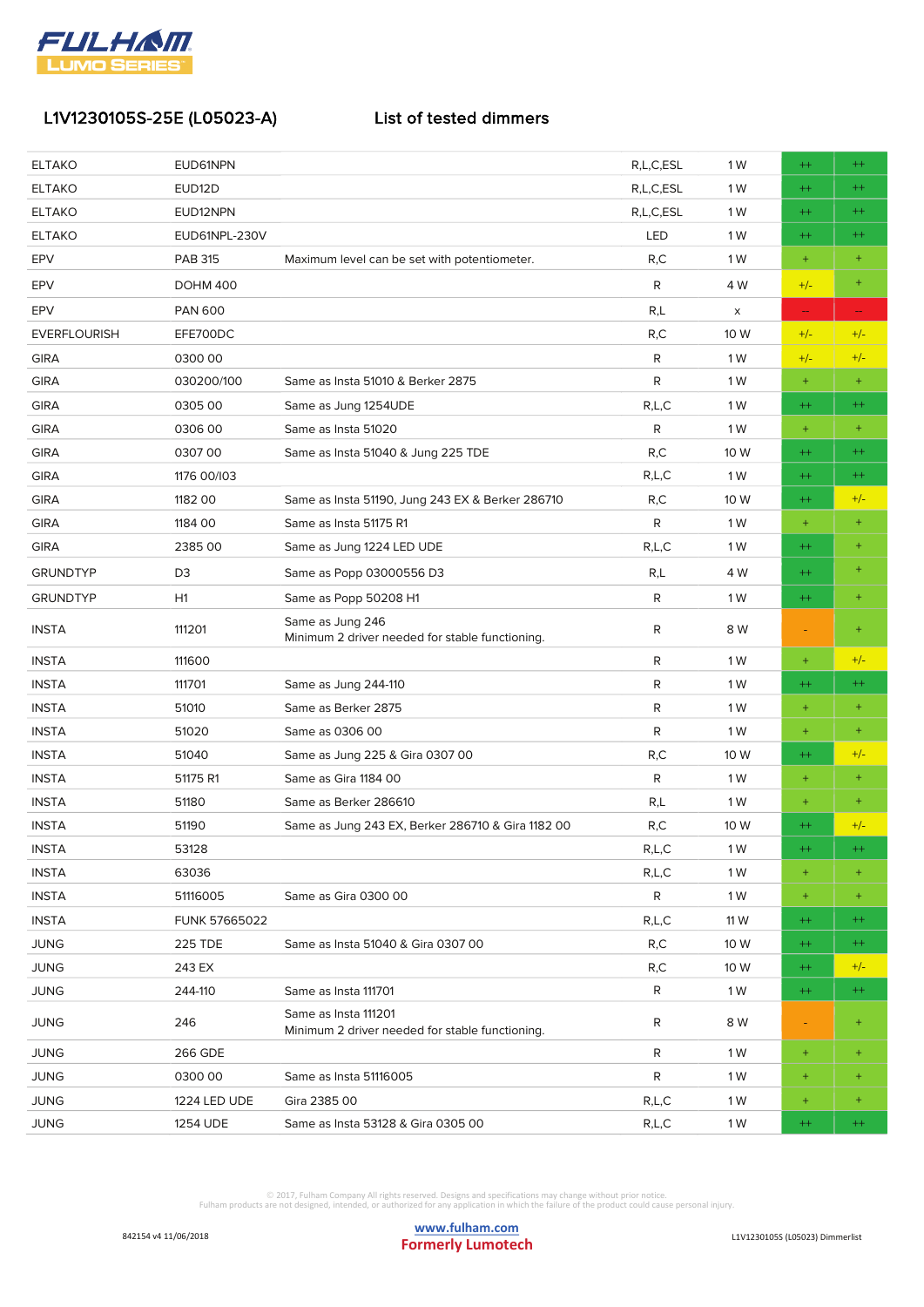## L1V1230105S-25E (L05023-A) List of tested dimmers

| | | | | | | |
|---|---|---|---|---|---|---|
| ELTAKO | EUD61NPN | | R,L,C,ESL | 1 W | ++ | ++ |
| ELTAKO | EUD12D | | R,L,C,ESL | 1 W | ++ | ++ |
| ELTAKO | EUD12NPN | | R,L,C,ESL | 1 W | ++ | ++ |
| ELTAKO | EUD61NPL-230V | | LED | 1 W | ++ | ++ |
| EPV | PAB 315 | Maximum level can be set with potentiometer. | R,C | 1 W | + | + |
| EPV | DOHM 400 | | R | 4 W | +/- | + |
| EPV | PAN 600 | | R,L | x | -- | -- |
| EVERFLOURISH | EFE700DC | | R,C | 10 W | +/- | +/- |
| GIRA | 0300 00 | | R | 1 W | +/- | +/- |
| GIRA | 030200/100 | Same as Insta 51010 & Berker 2875 | R | 1 W | + | + |
| GIRA | 0305 00 | Same as Jung 1254UDE | R,L,C | 1 W | ++ | ++ |
| GIRA | 0306 00 | Same as Insta 51020 | R | 1 W | + | + |
| GIRA | 0307 00 | Same as Insta 51040 & Jung 225 TDE | R,C | 10 W | ++ | ++ |
| GIRA | 1176 00/I03 | | R,L,C | 1 W | ++ | ++ |
| GIRA | 1182 00 | Same as Insta 51190, Jung 243 EX & Berker 286710 | R,C | 10 W | ++ | +/- |
| GIRA | 1184 00 | Same as Insta 51175 R1 | R | 1 W | + | + |
| GIRA | 2385 00 | Same as Jung 1224 LED UDE | R,L,C | 1 W | ++ | + |
| GRUNDTYP | D3 | Same as Popp 03000556 D3 | R,L | 4 W | ++ | + |
| GRUNDTYP | H1 | Same as Popp 50208 H1 | R | 1 W | ++ | + |
| INSTA | 111201 | Same as Jung 246<br>Minimum 2 driver needed for stable functioning. | R | 8 W | - | + |
| INSTA | 111600 | | R | 1 W | + | +/- |
| INSTA | 111701 | Same as Jung 244-110 | R | 1 W | ++ | ++ |
| INSTA | 51010 | Same as Berker 2875 | R | 1 W | + | + |
| INSTA | 51020 | Same as 0306 00 | R | 1 W | + | + |
| INSTA | 51040 | Same as Jung 225 & Gira 0307 00 | R,C | 10 W | ++ | +/- |
| INSTA | 51175 R1 | Same as Gira 1184 00 | R | 1 W | + | + |
| INSTA | 51180 | Same as Berker 286610 | R,L | 1 W | + | + |
| INSTA | 51190 | Same as Jung 243 EX, Berker 286710 & Gira 1182 00 | R,C | 10 W | ++ | +/- |
| INSTA | 53128 | | R,L,C | 1 W | ++ | ++ |
| INSTA | 63036 | | R,L,C | 1 W | + | + |
| INSTA | 51116005 | Same as Gira 0300 00 | R | 1 W | + | + |
| INSTA | FUNK 57665022 | | R,L,C | 11 W | ++ | ++ |
| JUNG | 225 TDE | Same as Insta 51040 & Gira 0307 00 | R,C | 10 W | ++ | ++ |
| JUNG | 243 EX | | R,C | 10 W | ++ | +/- |
| JUNG | 244-110 | Same as Insta 111701 | R | 1 W | ++ | ++ |
| JUNG | 246 | Same as Insta 111201<br>Minimum 2 driver needed for stable functioning. | R | 8 W | - | + |
| JUNG | 266 GDE | | R | 1 W | + | + |
| JUNG | 0300 00 | Same as Insta 51116005 | R | 1 W | + | + |
| JUNG | 1224 LED UDE | Gira 2385 00 | R,L,C | 1 W | + | + |
| JUNG | 1254 UDE | Same as Insta 53128 & Gira 0305 00 | R,L,C | 1 W | ++ | ++ |

© 2017, Fulham Company All rights reserved. Designs and specifications may change without prior notice.
Fulham products are not designed, intended, or authorized for any application in which the failure of the product could cause personal injury.

842154 v4 11/06/2018 | www.fulham.com | Formerly Lumotech | L1V1230105S (L05023) Dimmerlist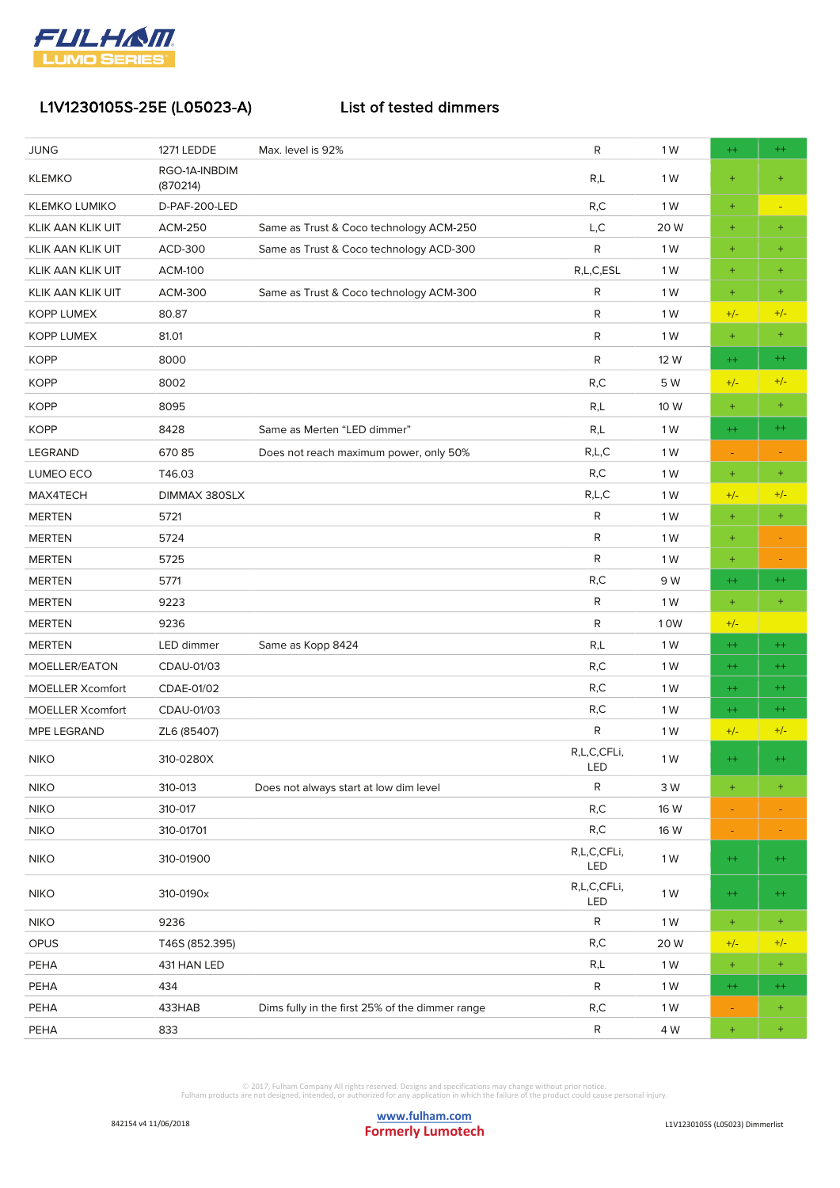## L1V1230105S-25E (L05023-A) List of tested dimmers

| | | | | | | |
|---|---|---|---|---|---|---|
| JUNG | 1271 LEDDE | Max. level is 92% | R | 1 W | ++ | ++ |
| KLEMKO | RGO-1A-INBDIM (870214) | | R,L | 1 W | + | + |
| KLEMKO LUMIKO | D-PAF-200-LED | | R,C | 1 W | + | - |
| KLIK AAN KLIK UIT | ACM-250 | Same as Trust & Coco technology ACM-250 | L,C | 20 W | + | + |
| KLIK AAN KLIK UIT | ACD-300 | Same as Trust & Coco technology ACD-300 | R | 1 W | + | + |
| KLIK AAN KLIK UIT | ACM-100 | | R,L,C,ESL | 1 W | + | + |
| KLIK AAN KLIK UIT | ACM-300 | Same as Trust & Coco technology ACM-300 | R | 1 W | + | + |
| KOPP LUMEX | 80.87 | | R | 1 W | +/- | +/- |
| KOPP LUMEX | 81.01 | | R | 1 W | + | + |
| KOPP | 8000 | | R | 12 W | ++ | ++ |
| KOPP | 8002 | | R,C | 5 W | +/- | +/- |
| KOPP | 8095 | | R,L | 10 W | + | + |
| KOPP | 8428 | Same as Merten “LED dimmer” | R,L | 1 W | ++ | ++ |
| LEGRAND | 670 85 | Does not reach maximum power, only 50% | R,L,C | 1 W | - | - |
| LUMEO ECO | T46.03 | | R,C | 1 W | + | + |
| MAX4TECH | DIMMAX 380SLX | | R,L,C | 1 W | +/- | +/- |
| MERTEN | 5721 | | R | 1 W | + | + |
| MERTEN | 5724 | | R | 1 W | + | - |
| MERTEN | 5725 | | R | 1 W | + | - |
| MERTEN | 5771 | | R,C | 9 W | ++ | ++ |
| MERTEN | 9223 | | R | 1 W | + | + |
| MERTEN | 9236 | | R | 1 0W | +/- | |
| MERTEN | LED dimmer | Same as Kopp 8424 | R,L | 1 W | ++ | ++ |
| MOELLER/EATON | CDAU-01/03 | | R,C | 1 W | ++ | ++ |
| MOELLER Xcomfort | CDAE-01/02 | | R,C | 1 W | ++ | ++ |
| MOELLER Xcomfort | CDAU-01/03 | | R,C | 1 W | ++ | ++ |
| MPE LEGRAND | ZL6 (85407) | | R | 1 W | +/- | +/- |
| NIKO | 310-0280X | | R,L,C,CFLi, LED | 1 W | ++ | ++ |
| NIKO | 310-013 | Does not always start at low dim level | R | 3 W | + | + |
| NIKO | 310-017 | | R,C | 16 W | - | - |
| NIKO | 310-01701 | | R,C | 16 W | - | - |
| NIKO | 310-01900 | | R,L,C,CFLi, LED | 1 W | ++ | ++ |
| NIKO | 310-0190x | | R,L,C,CFLi, LED | 1 W | ++ | ++ |
| NIKO | 9236 | | R | 1 W | + | + |
| OPUS | T46S (852.395) | | R,C | 20 W | +/- | +/- |
| PEHA | 431 HAN LED | | R,L | 1 W | + | + |
| PEHA | 434 | | R | 1 W | ++ | ++ |
| PEHA | 433HAB | Dims fully in the first 25% of the dimmer range | R,C | 1 W | - | + |
| PEHA | 833 | | R | 4 W | + | + |

© 2017, Fulham Company All rights reserved. Designs and specifications may change without prior notice.
Fulham products are not designed, intended, or authorized for any application in which the failure of the product could cause personal injury.

842154 v4 11/06/2018

www.fulham.com
Formerly Lumotech

L1V1230105S (L05023) Dimmerlist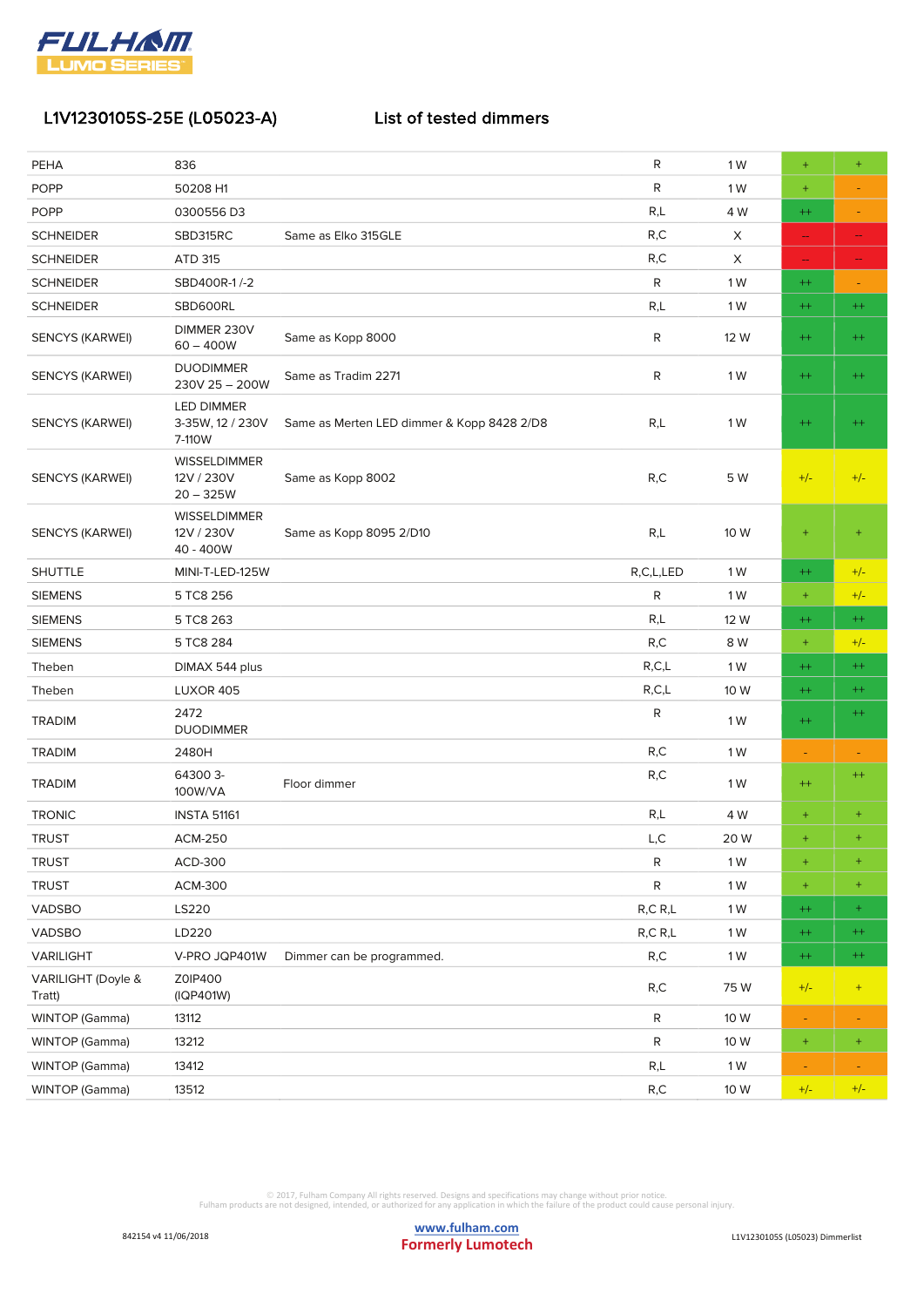## L1V1230105S-25E (L05023-A) List of tested dimmers

| | | | | | | |
|---|---|---|---|---|---|---|
| PEHA | 836 | | R | 1 W | + | + |
| POPP | 50208 H1 | | R | 1 W | + | - |
| POPP | 0300556 D3 | | R,L | 4 W | ++ | - |
| SCHNEIDER | SBD315RC | Same as Elko 315GLE | R,C | X | -- | -- |
| SCHNEIDER | ATD 315 | | R,C | X | -- | -- |
| SCHNEIDER | SBD400R-1 /-2 | | R | 1 W | ++ | - |
| SCHNEIDER | SBD600RL | | R,L | 1 W | ++ | ++ |
| SENCYS (KARWEI) | DIMMER 230V 60 – 400W | Same as Kopp 8000 | R | 12 W | ++ | ++ |
| SENCYS (KARWEI) | DUODIMMER 230V 25 – 200W | Same as Tradim 2271 | R | 1 W | ++ | ++ |
| SENCYS (KARWEI) | LED DIMMER 3-35W, 12 / 230V 7-110W | Same as Merten LED dimmer & Kopp 8428 2/D8 | R,L | 1 W | ++ | ++ |
| SENCYS (KARWEI) | WISSELDIMMER 12V / 230V 20 – 325W | Same as Kopp 8002 | R,C | 5 W | +/- | +/- |
| SENCYS (KARWEI) | WISSELDIMMER 12V / 230V 40 - 400W | Same as Kopp 8095 2/D10 | R,L | 10 W | + | + |
| SHUTTLE | MINI-T-LED-125W | | R,C,L,LED | 1 W | ++ | +/- |
| SIEMENS | 5 TC8 256 | | R | 1 W | + | +/- |
| SIEMENS | 5 TC8 263 | | R,L | 12 W | ++ | ++ |
| SIEMENS | 5 TC8 284 | | R,C | 8 W | + | +/- |
| Theben | DIMAX 544 plus | | R,C,L | 1 W | ++ | ++ |
| Theben | LUXOR 405 | | R,C,L | 10 W | ++ | ++ |
| TRADIM | 2472 DUODIMMER | | R | 1 W | ++ | ++ |
| TRADIM | 2480H | | R,C | 1 W | - | - |
| TRADIM | 64300 3-100W/VA | Floor dimmer | R,C | 1 W | ++ | ++ |
| TRONIC | INSTA 51161 | | R,L | 4 W | + | + |
| TRUST | ACM-250 | | L,C | 20 W | + | + |
| TRUST | ACD-300 | | R | 1 W | + | + |
| TRUST | ACM-300 | | R | 1 W | + | + |
| VADSBO | LS220 | | R,C R,L | 1 W | ++ | + |
| VADSBO | LD220 | | R,C R,L | 1 W | ++ | ++ |
| VARILIGHT | V-PRO JQP401W | Dimmer can be programmed. | R,C | 1 W | ++ | ++ |
| VARILIGHT (Doyle & Tratt) | Z0IP400 (IQP401W) | | R,C | 75 W | +/- | + |
| WINTOP (Gamma) | 13112 | | R | 10 W | - | - |
| WINTOP (Gamma) | 13212 | | R | 10 W | + | + |
| WINTOP (Gamma) | 13412 | | R,L | 1 W | - | - |
| WINTOP (Gamma) | 13512 | | R,C | 10 W | +/- | +/- |

© 2017, Fulham Company All rights reserved. Designs and specifications may change without prior notice.
Fulham products are not designed, intended, or authorized for any application in which the failure of the product could cause personal injury.

842154 v4 11/06/2018

www.fulham.com
Formerly Lumotech

L1V1230105S (L05023) Dimmerlist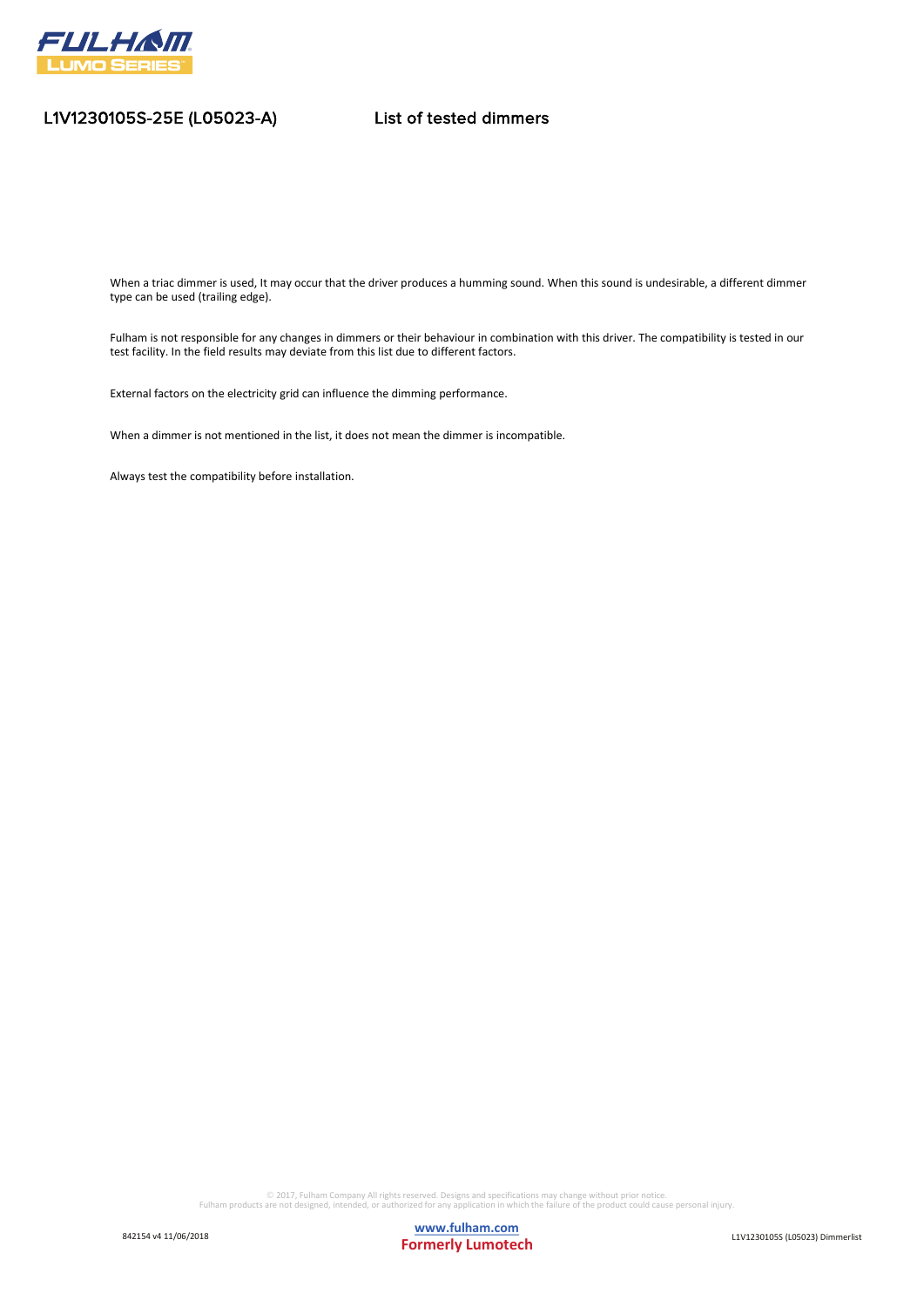## L1V1230105S-25E (L05023-A) List of tested dimmers

When a triac dimmer is used, It may occur that the driver produces a humming sound. When this sound is undesirable, a different dimmer type can be used (trailing edge).

Fulham is not responsible for any changes in dimmers or their behaviour in combination with this driver. The compatibility is tested in our test facility. In the field results may deviate from this list due to different factors.

External factors on the electricity grid can influence the dimming performance.

When a dimmer is not mentioned in the list, it does not mean the dimmer is incompatible.

Always test the compatibility before installation.

© 2017, Fulham Company All rights reserved. Designs and specifications may change without prior notice.
Fulham products are not designed, intended, or authorized for any application in which the failure of the product could cause personal injury.

842154 v4 11/06/2018

www.fulham.com
**Formerly Lumotech**

L1V1230105S (L05023) Dimmerlist